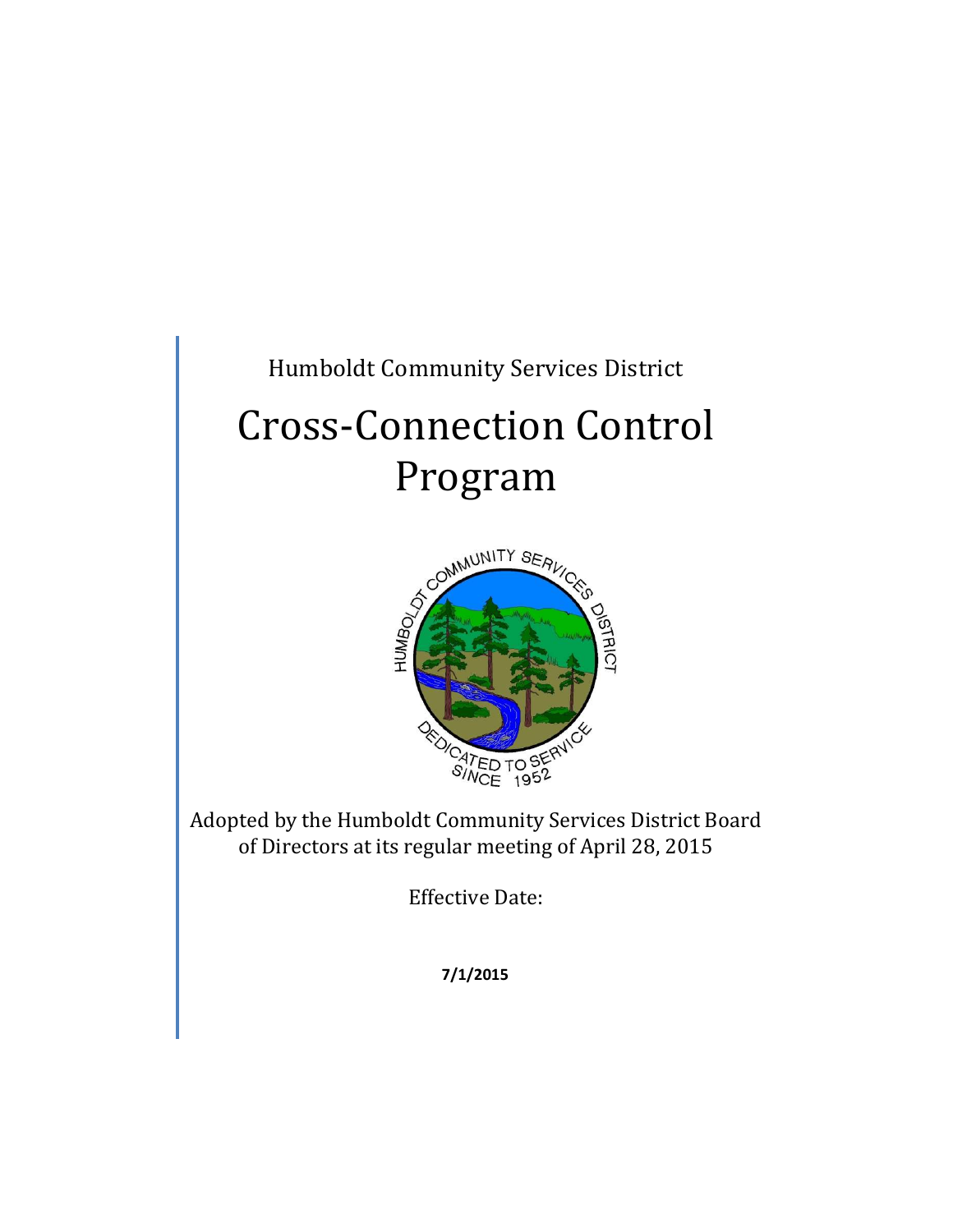Humboldt Community Services District

# Cross-Connection Control Program

Adopted by the Humboldt Community Services District Board of Directors at its regular meeting of April 28, 2015

Effective Date:

**7/1/2015**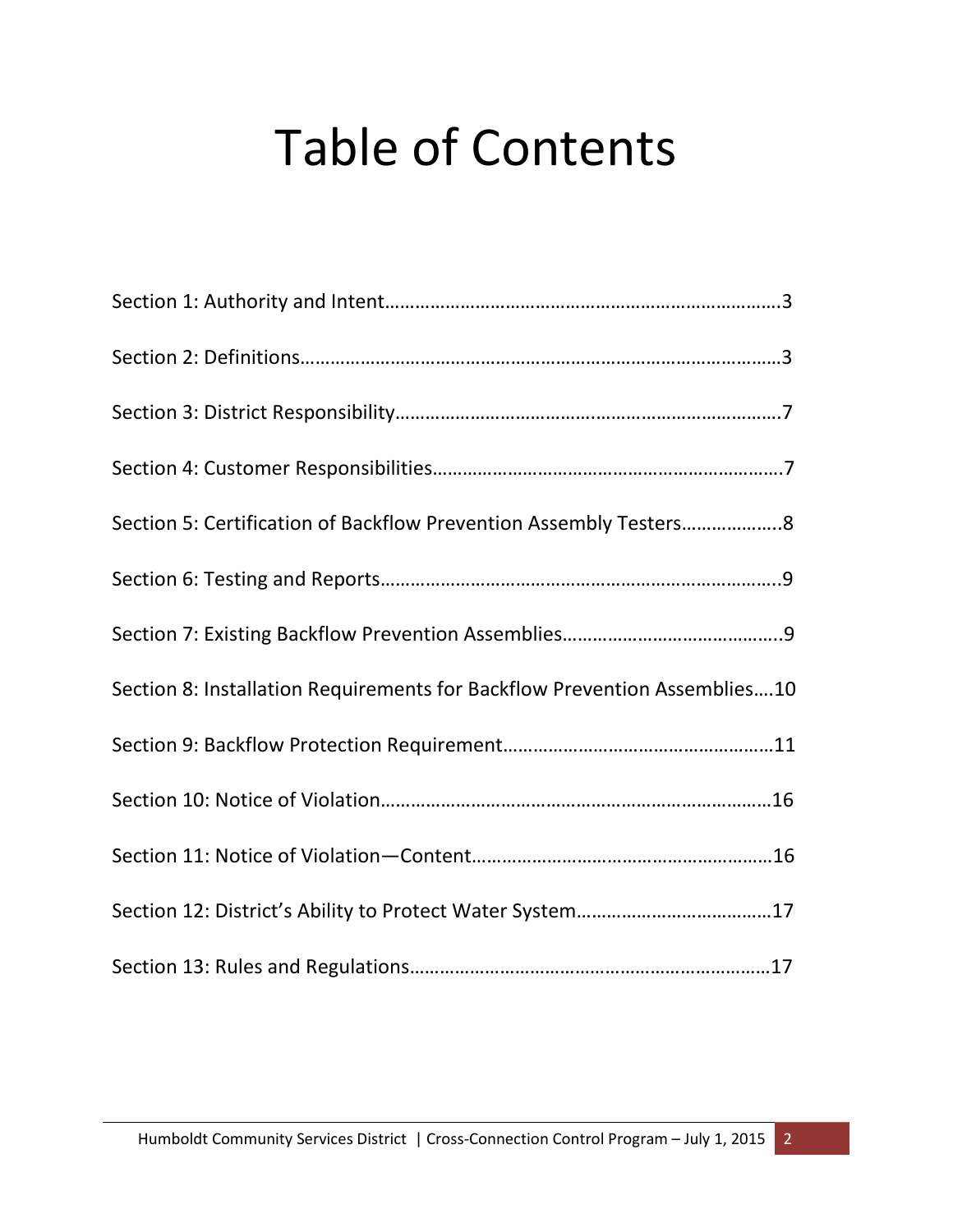# Table of Contents

Section 1: Authority and Intent…………………………………………………………………….3

Section 2: Definitions……………………………………………………………………………………3

Section 3: District Responsibility……………………………………………………………………7

Section 4: Customer Responsibilities……………………………………………………………….7

Section 5: Certification of Backflow Prevention Assembly Testers……………….8

Section 6: Testing and Reports……………………………………………………………………..9

Section 7: Existing Backflow Prevention Assemblies……………………………………..9

Section 8: Installation Requirements for Backflow Prevention Assemblies….10

Section 9: Backflow Protection Requirement………………………………………………11

Section 10: Notice of Violation…………………………………………………………………….16

Section 11: Notice of Violation—Content……………………………………………………16

Section 12: District's Ability to Protect Water System………………………………17

Section 13: Rules and Regulations………………………………………………………………17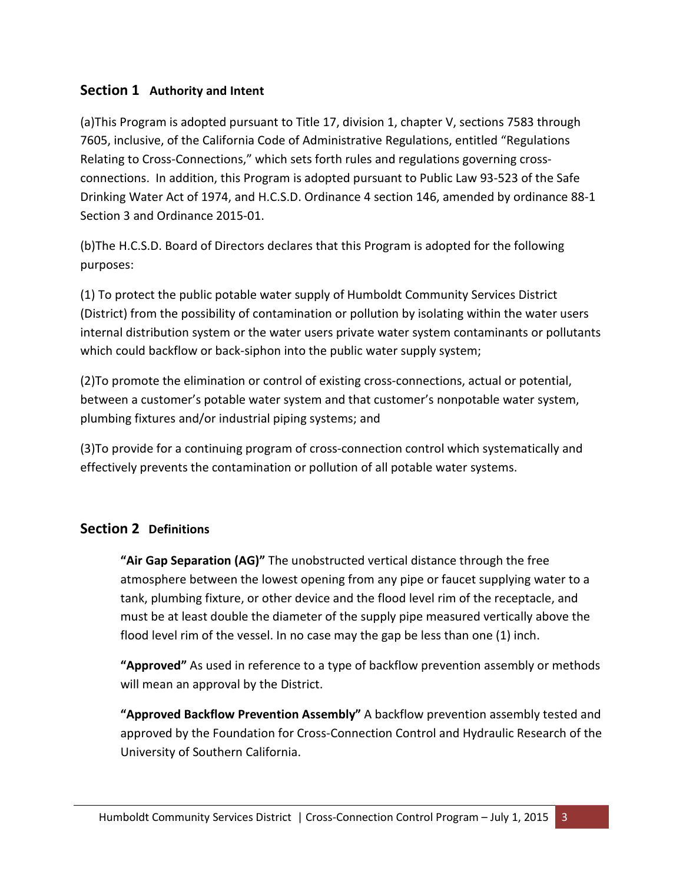## Section 1 Authority and Intent

(a)This Program is adopted pursuant to Title 17, division 1, chapter V, sections 7583 through 7605, inclusive, of the California Code of Administrative Regulations, entitled "Regulations Relating to Cross-Connections," which sets forth rules and regulations governing cross-connections. In addition, this Program is adopted pursuant to Public Law 93-523 of the Safe Drinking Water Act of 1974, and H.C.S.D. Ordinance 4 section 146, amended by ordinance 88-1 Section 3 and Ordinance 2015-01.

(b)The H.C.S.D. Board of Directors declares that this Program is adopted for the following purposes:

(1) To protect the public potable water supply of Humboldt Community Services District (District) from the possibility of contamination or pollution by isolating within the water users internal distribution system or the water users private water system contaminants or pollutants which could backflow or back-siphon into the public water supply system;

(2)To promote the elimination or control of existing cross-connections, actual or potential, between a customer's potable water system and that customer's nonpotable water system, plumbing fixtures and/or industrial piping systems; and

(3)To provide for a continuing program of cross-connection control which systematically and effectively prevents the contamination or pollution of all potable water systems.

## Section 2 Definitions

**"Air Gap Separation (AG)"** The unobstructed vertical distance through the free atmosphere between the lowest opening from any pipe or faucet supplying water to a tank, plumbing fixture, or other device and the flood level rim of the receptacle, and must be at least double the diameter of the supply pipe measured vertically above the flood level rim of the vessel. In no case may the gap be less than one (1) inch.

**"Approved"** As used in reference to a type of backflow prevention assembly or methods will mean an approval by the District.

**"Approved Backflow Prevention Assembly"** A backflow prevention assembly tested and approved by the Foundation for Cross-Connection Control and Hydraulic Research of the University of Southern California.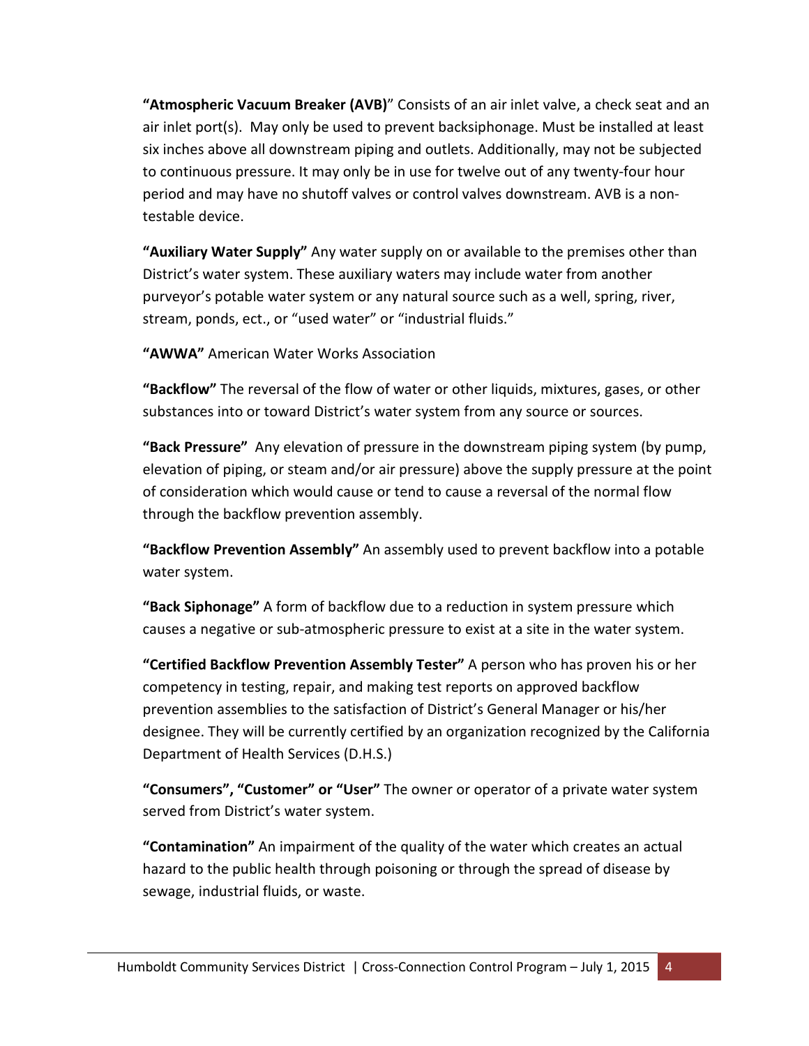**"Atmospheric Vacuum Breaker (AVB)"** Consists of an air inlet valve, a check seat and an air inlet port(s). May only be used to prevent backsiphonage. Must be installed at least six inches above all downstream piping and outlets. Additionally, may not be subjected to continuous pressure. It may only be in use for twelve out of any twenty-four hour period and may have no shutoff valves or control valves downstream. AVB is a non-testable device.

**"Auxiliary Water Supply"** Any water supply on or available to the premises other than District's water system. These auxiliary waters may include water from another purveyor's potable water system or any natural source such as a well, spring, river, stream, ponds, ect., or "used water" or "industrial fluids."

**"AWWA"** American Water Works Association

**"Backflow"** The reversal of the flow of water or other liquids, mixtures, gases, or other substances into or toward District's water system from any source or sources.

**"Back Pressure"** Any elevation of pressure in the downstream piping system (by pump, elevation of piping, or steam and/or air pressure) above the supply pressure at the point of consideration which would cause or tend to cause a reversal of the normal flow through the backflow prevention assembly.

**"Backflow Prevention Assembly"** An assembly used to prevent backflow into a potable water system.

**"Back Siphonage"** A form of backflow due to a reduction in system pressure which causes a negative or sub-atmospheric pressure to exist at a site in the water system.

**"Certified Backflow Prevention Assembly Tester"** A person who has proven his or her competency in testing, repair, and making test reports on approved backflow prevention assemblies to the satisfaction of District's General Manager or his/her designee. They will be currently certified by an organization recognized by the California Department of Health Services (D.H.S.)

**"Consumers", "Customer" or "User"** The owner or operator of a private water system served from District's water system.

**"Contamination"** An impairment of the quality of the water which creates an actual hazard to the public health through poisoning or through the spread of disease by sewage, industrial fluids, or waste.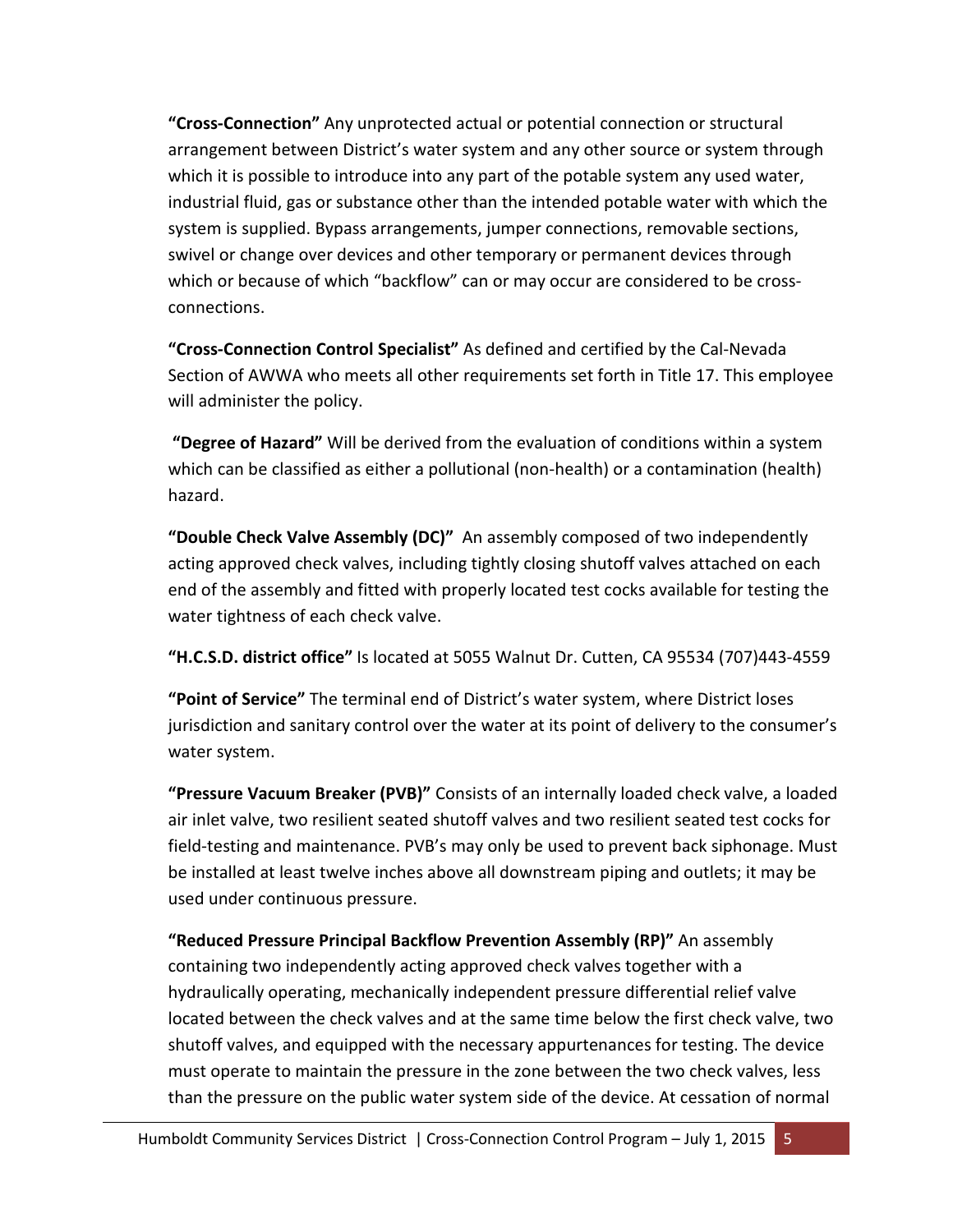**"Cross-Connection"** Any unprotected actual or potential connection or structural arrangement between District's water system and any other source or system through which it is possible to introduce into any part of the potable system any used water, industrial fluid, gas or substance other than the intended potable water with which the system is supplied. Bypass arrangements, jumper connections, removable sections, swivel or change over devices and other temporary or permanent devices through which or because of which "backflow" can or may occur are considered to be cross-connections.

**"Cross-Connection Control Specialist"** As defined and certified by the Cal-Nevada Section of AWWA who meets all other requirements set forth in Title 17. This employee will administer the policy.

**"Degree of Hazard"** Will be derived from the evaluation of conditions within a system which can be classified as either a pollutional (non-health) or a contamination (health) hazard.

**"Double Check Valve Assembly (DC)"** An assembly composed of two independently acting approved check valves, including tightly closing shutoff valves attached on each end of the assembly and fitted with properly located test cocks available for testing the water tightness of each check valve.

**"H.C.S.D. district office"** Is located at 5055 Walnut Dr. Cutten, CA 95534 (707)443-4559

**"Point of Service"** The terminal end of District's water system, where District loses jurisdiction and sanitary control over the water at its point of delivery to the consumer's water system.

**"Pressure Vacuum Breaker (PVB)"** Consists of an internally loaded check valve, a loaded air inlet valve, two resilient seated shutoff valves and two resilient seated test cocks for field-testing and maintenance. PVB's may only be used to prevent back siphonage. Must be installed at least twelve inches above all downstream piping and outlets; it may be used under continuous pressure.

**"Reduced Pressure Principal Backflow Prevention Assembly (RP)"** An assembly containing two independently acting approved check valves together with a hydraulically operating, mechanically independent pressure differential relief valve located between the check valves and at the same time below the first check valve, two shutoff valves, and equipped with the necessary appurtenances for testing. The device must operate to maintain the pressure in the zone between the two check valves, less than the pressure on the public water system side of the device. At cessation of normal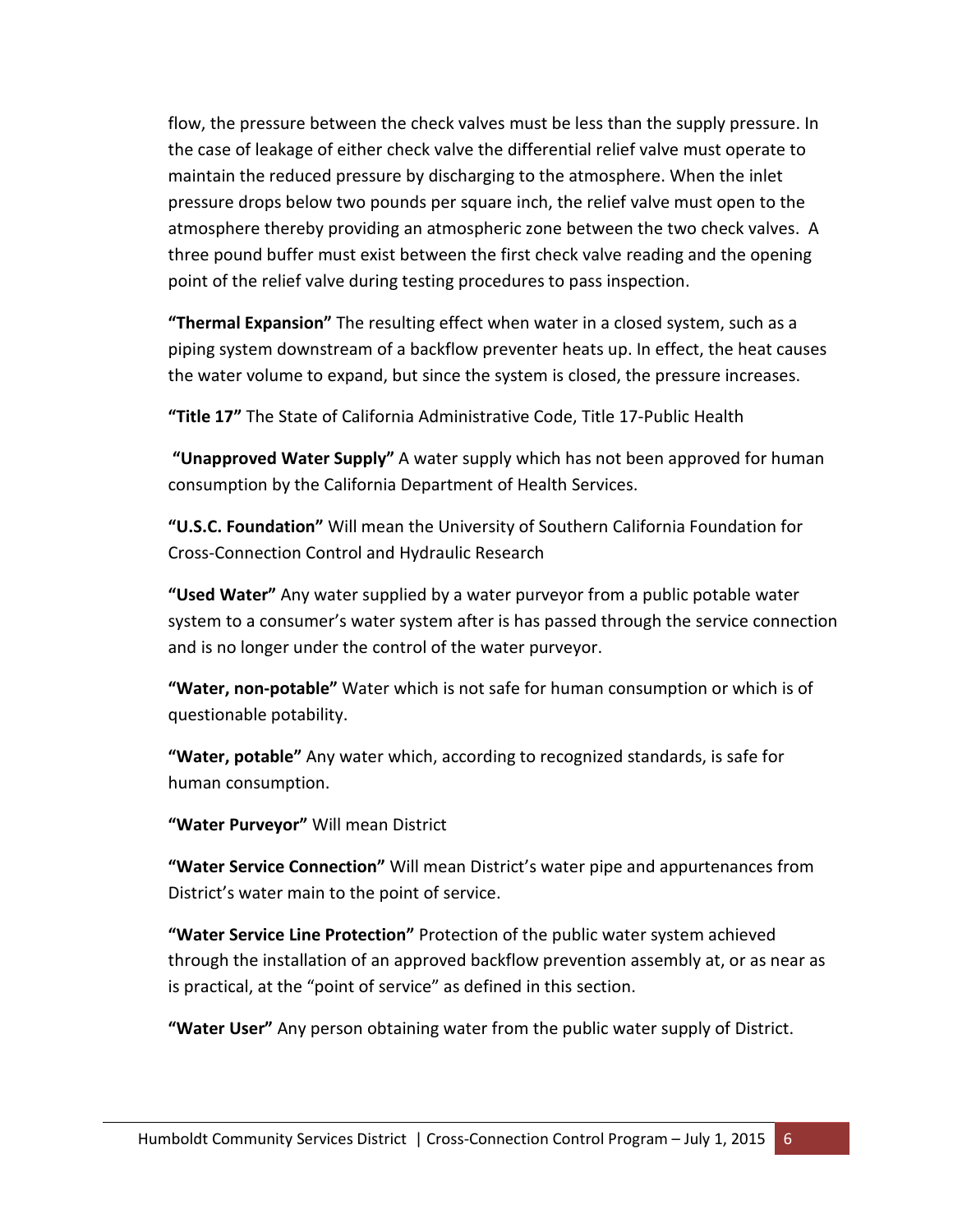flow, the pressure between the check valves must be less than the supply pressure. In the case of leakage of either check valve the differential relief valve must operate to maintain the reduced pressure by discharging to the atmosphere. When the inlet pressure drops below two pounds per square inch, the relief valve must open to the atmosphere thereby providing an atmospheric zone between the two check valves. A three pound buffer must exist between the first check valve reading and the opening point of the relief valve during testing procedures to pass inspection.

**"Thermal Expansion"** The resulting effect when water in a closed system, such as a piping system downstream of a backflow preventer heats up. In effect, the heat causes the water volume to expand, but since the system is closed, the pressure increases.

**"Title 17"** The State of California Administrative Code, Title 17-Public Health

**"Unapproved Water Supply"** A water supply which has not been approved for human consumption by the California Department of Health Services.

**"U.S.C. Foundation"** Will mean the University of Southern California Foundation for Cross-Connection Control and Hydraulic Research

**"Used Water"** Any water supplied by a water purveyor from a public potable water system to a consumer's water system after is has passed through the service connection and is no longer under the control of the water purveyor.

**"Water, non-potable"** Water which is not safe for human consumption or which is of questionable potability.

**"Water, potable"** Any water which, according to recognized standards, is safe for human consumption.

**"Water Purveyor"** Will mean District

**"Water Service Connection"** Will mean District's water pipe and appurtenances from District's water main to the point of service.

**"Water Service Line Protection"** Protection of the public water system achieved through the installation of an approved backflow prevention assembly at, or as near as is practical, at the "point of service" as defined in this section.

**"Water User"** Any person obtaining water from the public water supply of District.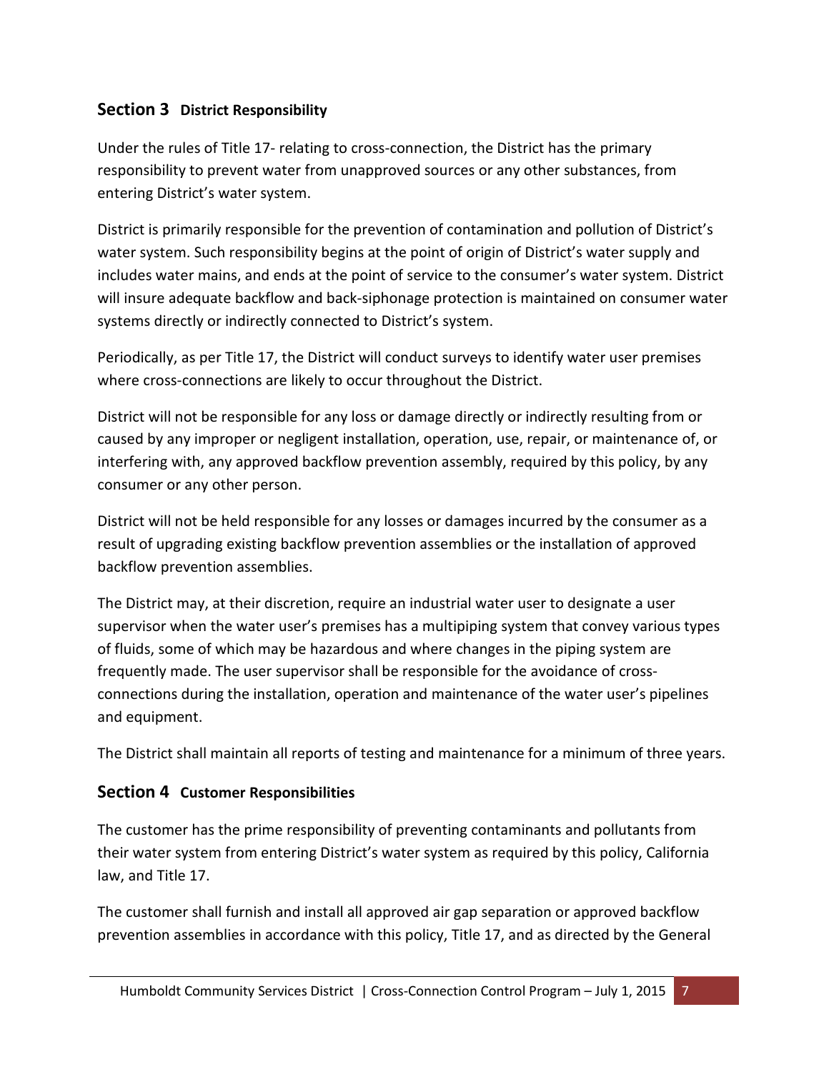## Section 3 District Responsibility

Under the rules of Title 17- relating to cross-connection, the District has the primary responsibility to prevent water from unapproved sources or any other substances, from entering District's water system.

District is primarily responsible for the prevention of contamination and pollution of District's water system. Such responsibility begins at the point of origin of District's water supply and includes water mains, and ends at the point of service to the consumer's water system. District will insure adequate backflow and back-siphonage protection is maintained on consumer water systems directly or indirectly connected to District's system.

Periodically, as per Title 17, the District will conduct surveys to identify water user premises where cross-connections are likely to occur throughout the District.

District will not be responsible for any loss or damage directly or indirectly resulting from or caused by any improper or negligent installation, operation, use, repair, or maintenance of, or interfering with, any approved backflow prevention assembly, required by this policy, by any consumer or any other person.

District will not be held responsible for any losses or damages incurred by the consumer as a result of upgrading existing backflow prevention assemblies or the installation of approved backflow prevention assemblies.

The District may, at their discretion, require an industrial water user to designate a user supervisor when the water user's premises has a multipiping system that convey various types of fluids, some of which may be hazardous and where changes in the piping system are frequently made. The user supervisor shall be responsible for the avoidance of cross-connections during the installation, operation and maintenance of the water user's pipelines and equipment.

The District shall maintain all reports of testing and maintenance for a minimum of three years.

## Section 4 Customer Responsibilities

The customer has the prime responsibility of preventing contaminants and pollutants from their water system from entering District's water system as required by this policy, California law, and Title 17.

The customer shall furnish and install all approved air gap separation or approved backflow prevention assemblies in accordance with this policy, Title 17, and as directed by the General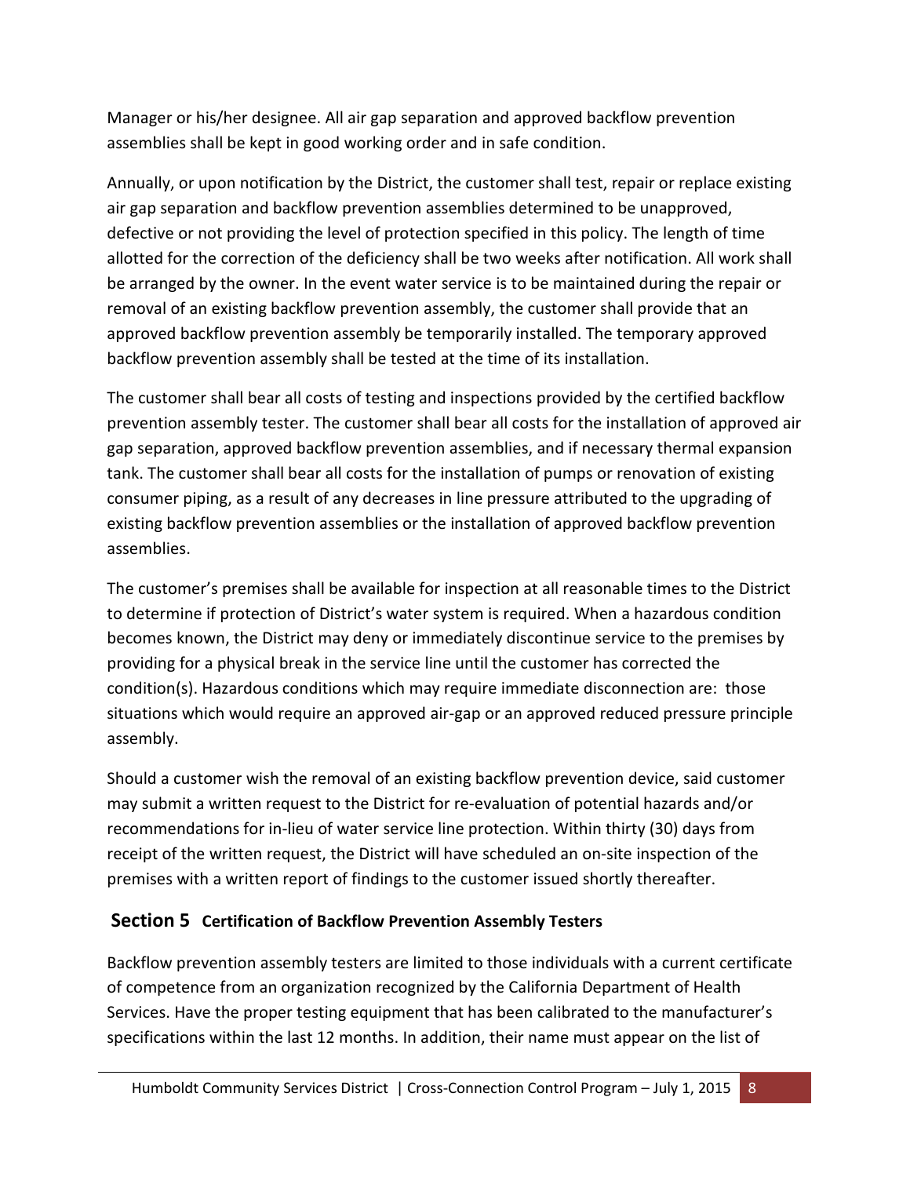Manager or his/her designee. All air gap separation and approved backflow prevention assemblies shall be kept in good working order and in safe condition.

Annually, or upon notification by the District, the customer shall test, repair or replace existing air gap separation and backflow prevention assemblies determined to be unapproved, defective or not providing the level of protection specified in this policy. The length of time allotted for the correction of the deficiency shall be two weeks after notification. All work shall be arranged by the owner. In the event water service is to be maintained during the repair or removal of an existing backflow prevention assembly, the customer shall provide that an approved backflow prevention assembly be temporarily installed. The temporary approved backflow prevention assembly shall be tested at the time of its installation.

The customer shall bear all costs of testing and inspections provided by the certified backflow prevention assembly tester. The customer shall bear all costs for the installation of approved air gap separation, approved backflow prevention assemblies, and if necessary thermal expansion tank. The customer shall bear all costs for the installation of pumps or renovation of existing consumer piping, as a result of any decreases in line pressure attributed to the upgrading of existing backflow prevention assemblies or the installation of approved backflow prevention assemblies.

The customer's premises shall be available for inspection at all reasonable times to the District to determine if protection of District's water system is required. When a hazardous condition becomes known, the District may deny or immediately discontinue service to the premises by providing for a physical break in the service line until the customer has corrected the condition(s). Hazardous conditions which may require immediate disconnection are: those situations which would require an approved air-gap or an approved reduced pressure principle assembly.

Should a customer wish the removal of an existing backflow prevention device, said customer may submit a written request to the District for re-evaluation of potential hazards and/or recommendations for in-lieu of water service line protection. Within thirty (30) days from receipt of the written request, the District will have scheduled an on-site inspection of the premises with a written report of findings to the customer issued shortly thereafter.

## Section 5 Certification of Backflow Prevention Assembly Testers

Backflow prevention assembly testers are limited to those individuals with a current certificate of competence from an organization recognized by the California Department of Health Services. Have the proper testing equipment that has been calibrated to the manufacturer's specifications within the last 12 months. In addition, their name must appear on the list of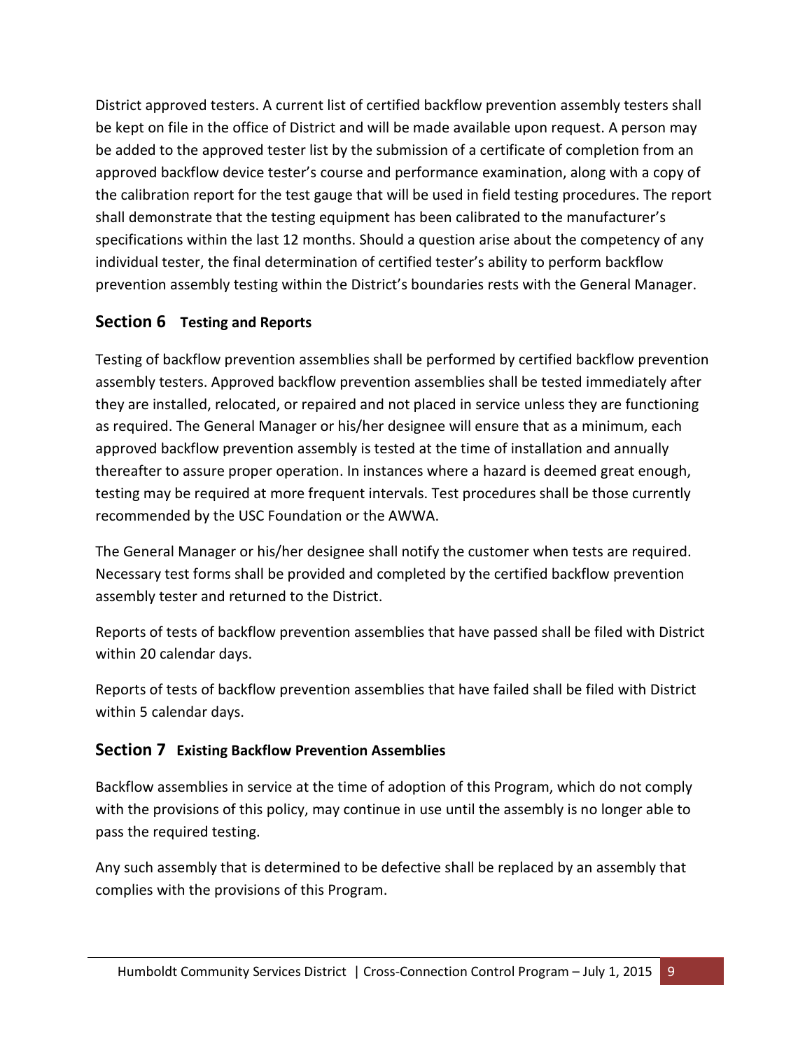District approved testers. A current list of certified backflow prevention assembly testers shall be kept on file in the office of District and will be made available upon request. A person may be added to the approved tester list by the submission of a certificate of completion from an approved backflow device tester's course and performance examination, along with a copy of the calibration report for the test gauge that will be used in field testing procedures. The report shall demonstrate that the testing equipment has been calibrated to the manufacturer's specifications within the last 12 months. Should a question arise about the competency of any individual tester, the final determination of certified tester's ability to perform backflow prevention assembly testing within the District's boundaries rests with the General Manager.

## Section 6 Testing and Reports

Testing of backflow prevention assemblies shall be performed by certified backflow prevention assembly testers. Approved backflow prevention assemblies shall be tested immediately after they are installed, relocated, or repaired and not placed in service unless they are functioning as required. The General Manager or his/her designee will ensure that as a minimum, each approved backflow prevention assembly is tested at the time of installation and annually thereafter to assure proper operation. In instances where a hazard is deemed great enough, testing may be required at more frequent intervals. Test procedures shall be those currently recommended by the USC Foundation or the AWWA.

The General Manager or his/her designee shall notify the customer when tests are required. Necessary test forms shall be provided and completed by the certified backflow prevention assembly tester and returned to the District.

Reports of tests of backflow prevention assemblies that have passed shall be filed with District within 20 calendar days.

Reports of tests of backflow prevention assemblies that have failed shall be filed with District within 5 calendar days.

## Section 7 Existing Backflow Prevention Assemblies

Backflow assemblies in service at the time of adoption of this Program, which do not comply with the provisions of this policy, may continue in use until the assembly is no longer able to pass the required testing.

Any such assembly that is determined to be defective shall be replaced by an assembly that complies with the provisions of this Program.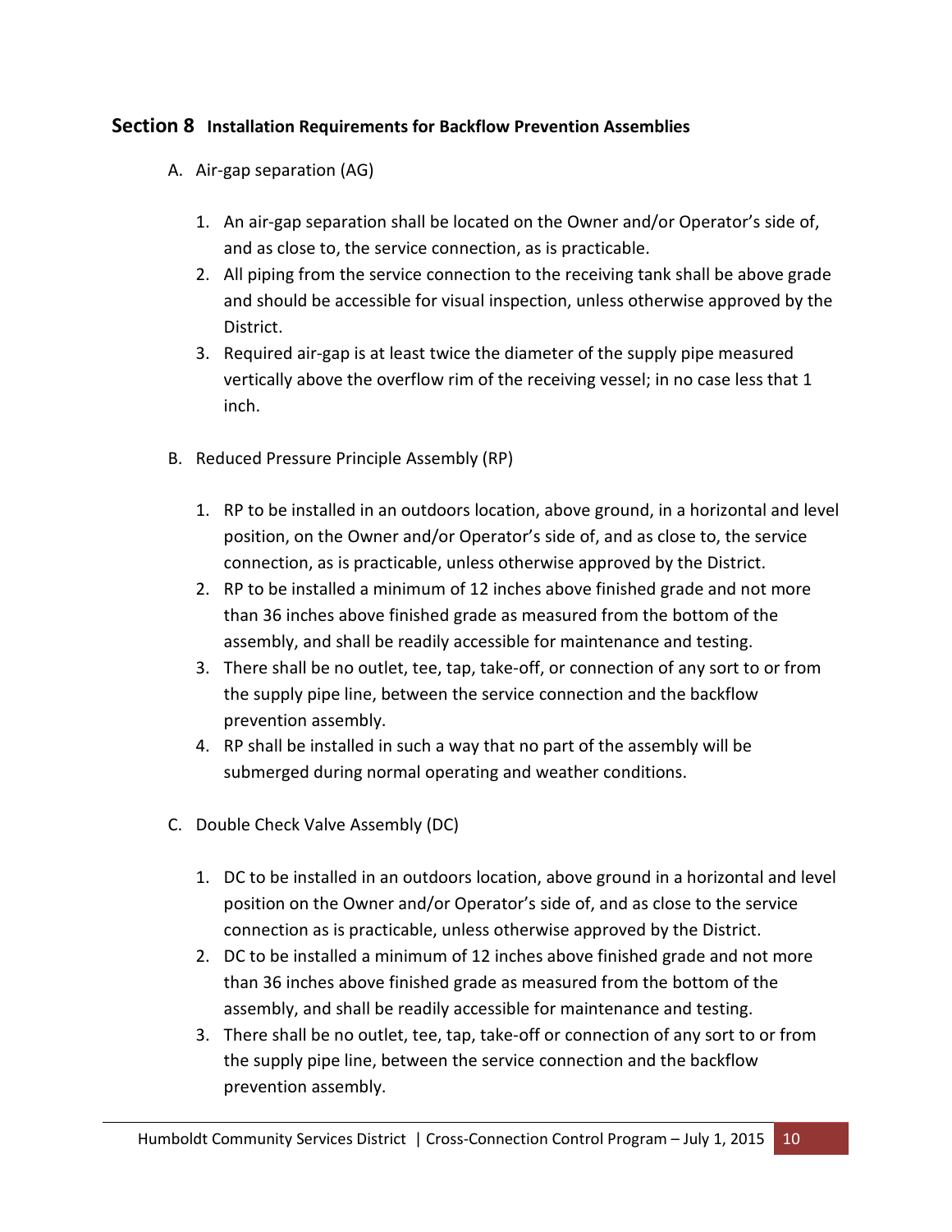## Section 8 Installation Requirements for Backflow Prevention Assemblies

A. Air-gap separation (AG)

1. An air-gap separation shall be located on the Owner and/or Operator's side of, and as close to, the service connection, as is practicable.
2. All piping from the service connection to the receiving tank shall be above grade and should be accessible for visual inspection, unless otherwise approved by the District.
3. Required air-gap is at least twice the diameter of the supply pipe measured vertically above the overflow rim of the receiving vessel; in no case less that 1 inch.

B. Reduced Pressure Principle Assembly (RP)

1. RP to be installed in an outdoors location, above ground, in a horizontal and level position, on the Owner and/or Operator's side of, and as close to, the service connection, as is practicable, unless otherwise approved by the District.
2. RP to be installed a minimum of 12 inches above finished grade and not more than 36 inches above finished grade as measured from the bottom of the assembly, and shall be readily accessible for maintenance and testing.
3. There shall be no outlet, tee, tap, take-off, or connection of any sort to or from the supply pipe line, between the service connection and the backflow prevention assembly.
4. RP shall be installed in such a way that no part of the assembly will be submerged during normal operating and weather conditions.

C. Double Check Valve Assembly (DC)

1. DC to be installed in an outdoors location, above ground in a horizontal and level position on the Owner and/or Operator's side of, and as close to the service connection as is practicable, unless otherwise approved by the District.
2. DC to be installed a minimum of 12 inches above finished grade and not more than 36 inches above finished grade as measured from the bottom of the assembly, and shall be readily accessible for maintenance and testing.
3. There shall be no outlet, tee, tap, take-off or connection of any sort to or from the supply pipe line, between the service connection and the backflow prevention assembly.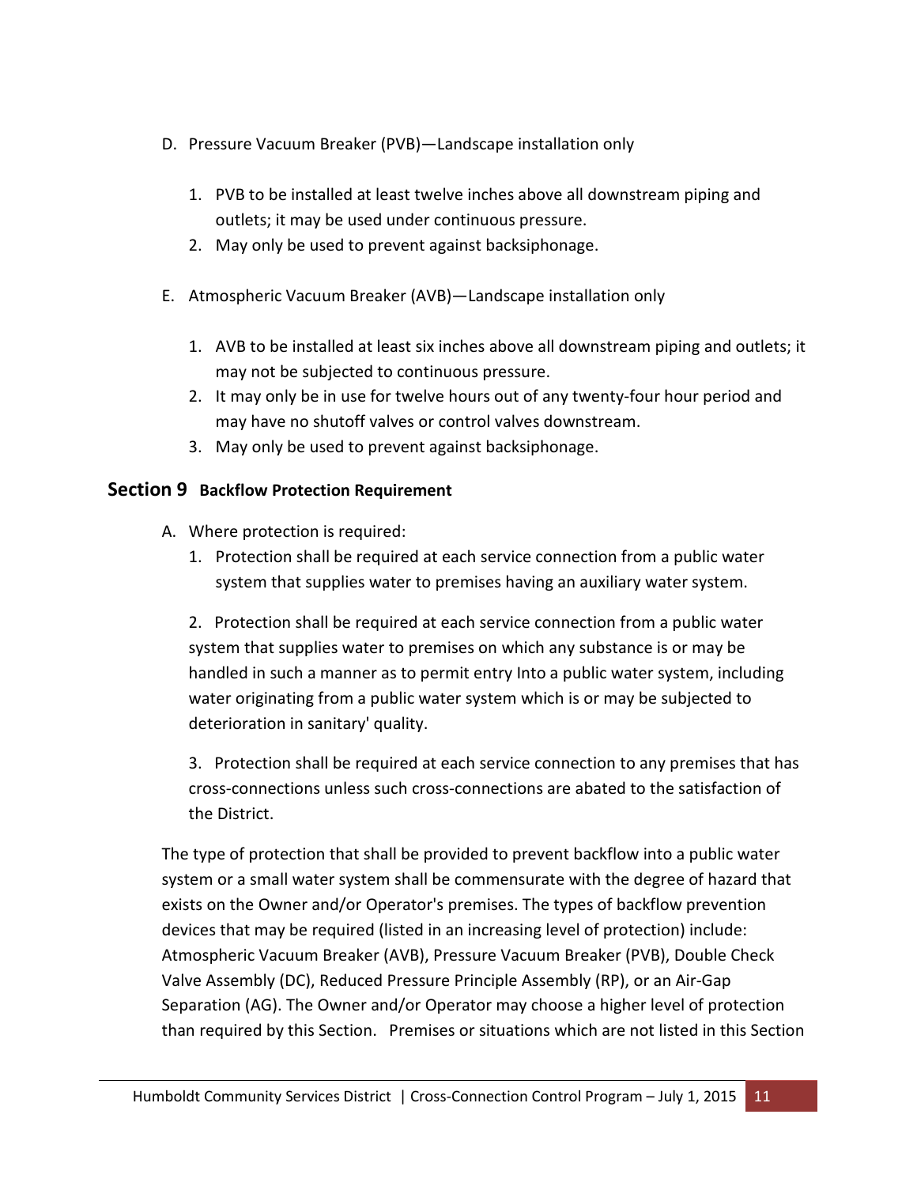D. Pressure Vacuum Breaker (PVB)—Landscape installation only

1. PVB to be installed at least twelve inches above all downstream piping and outlets; it may be used under continuous pressure.
2. May only be used to prevent against backsiphonage.

E. Atmospheric Vacuum Breaker (AVB)—Landscape installation only

1. AVB to be installed at least six inches above all downstream piping and outlets; it may not be subjected to continuous pressure.
2. It may only be in use for twelve hours out of any twenty-four hour period and may have no shutoff valves or control valves downstream.
3. May only be used to prevent against backsiphonage.

## Section 9 Backflow Protection Requirement

A. Where protection is required:

1. Protection shall be required at each service connection from a public water system that supplies water to premises having an auxiliary water system.

2. Protection shall be required at each service connection from a public water system that supplies water to premises on which any substance is or may be handled in such a manner as to permit entry Into a public water system, including water originating from a public water system which is or may be subjected to deterioration in sanitary' quality.

3. Protection shall be required at each service connection to any premises that has cross-connections unless such cross-connections are abated to the satisfaction of the District.

The type of protection that shall be provided to prevent backflow into a public water system or a small water system shall be commensurate with the degree of hazard that exists on the Owner and/or Operator's premises. The types of backflow prevention devices that may be required (listed in an increasing level of protection) include: Atmospheric Vacuum Breaker (AVB), Pressure Vacuum Breaker (PVB), Double Check Valve Assembly (DC), Reduced Pressure Principle Assembly (RP), or an Air-Gap Separation (AG). The Owner and/or Operator may choose a higher level of protection than required by this Section. Premises or situations which are not listed in this Section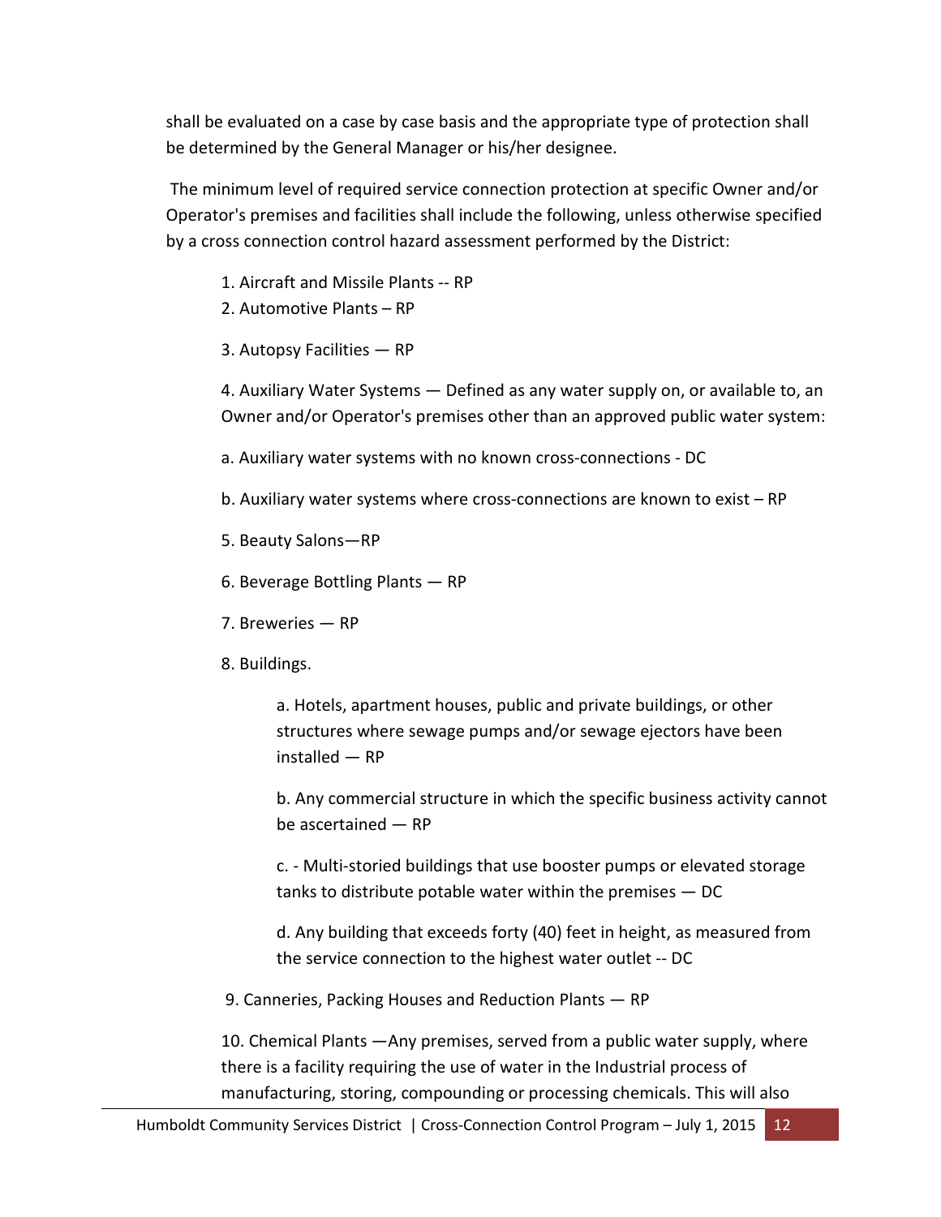shall be evaluated on a case by case basis and the appropriate type of protection shall be determined by the General Manager or his/her designee.

The minimum level of required service connection protection at specific Owner and/or Operator's premises and facilities shall include the following, unless otherwise specified by a cross connection control hazard assessment performed by the District:

1. Aircraft and Missile Plants -- RP
2. Automotive Plants – RP
3. Autopsy Facilities — RP
4. Auxiliary Water Systems — Defined as any water supply on, or available to, an Owner and/or Operator's premises other than an approved public water system:

    a. Auxiliary water systems with no known cross-connections - DC

    b. Auxiliary water systems where cross-connections are known to exist – RP

5. Beauty Salons—RP
6. Beverage Bottling Plants — RP
7. Breweries — RP
8. Buildings.

    a. Hotels, apartment houses, public and private buildings, or other structures where sewage pumps and/or sewage ejectors have been installed — RP

    b. Any commercial structure in which the specific business activity cannot be ascertained — RP

    c. - Multi-storied buildings that use booster pumps or elevated storage tanks to distribute potable water within the premises — DC

    d. Any building that exceeds forty (40) feet in height, as measured from the service connection to the highest water outlet -- DC

9. Canneries, Packing Houses and Reduction Plants — RP
10. Chemical Plants —Any premises, served from a public water supply, where there is a facility requiring the use of water in the Industrial process of manufacturing, storing, compounding or processing chemicals. This will also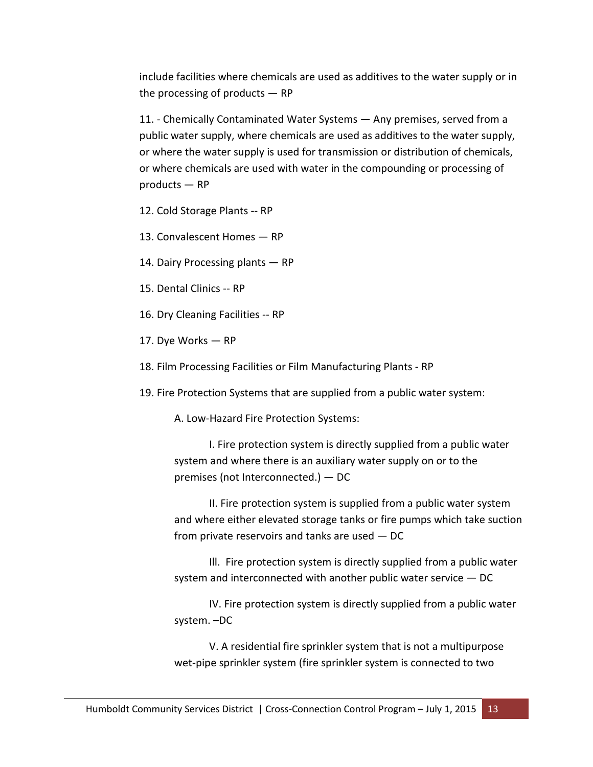include facilities where chemicals are used as additives to the water supply or in the processing of products — RP

11. - Chemically Contaminated Water Systems — Any premises, served from a public water supply, where chemicals are used as additives to the water supply, or where the water supply is used for transmission or distribution of chemicals, or where chemicals are used with water in the compounding or processing of products — RP

12. Cold Storage Plants -- RP

13. Convalescent Homes — RP

14. Dairy Processing plants — RP

15. Dental Clinics -- RP

16. Dry Cleaning Facilities -- RP

17. Dye Works — RP

18. Film Processing Facilities or Film Manufacturing Plants - RP

19. Fire Protection Systems that are supplied from a public water system:

A. Low-Hazard Fire Protection Systems:

I. Fire protection system is directly supplied from a public water system and where there is an auxiliary water supply on or to the premises (not Interconnected.) — DC

II. Fire protection system is supplied from a public water system and where either elevated storage tanks or fire pumps which take suction from private reservoirs and tanks are used — DC

Ill. Fire protection system is directly supplied from a public water system and interconnected with another public water service — DC

IV. Fire protection system is directly supplied from a public water system. –DC

V. A residential fire sprinkler system that is not a multipurpose wet-pipe sprinkler system (fire sprinkler system is connected to two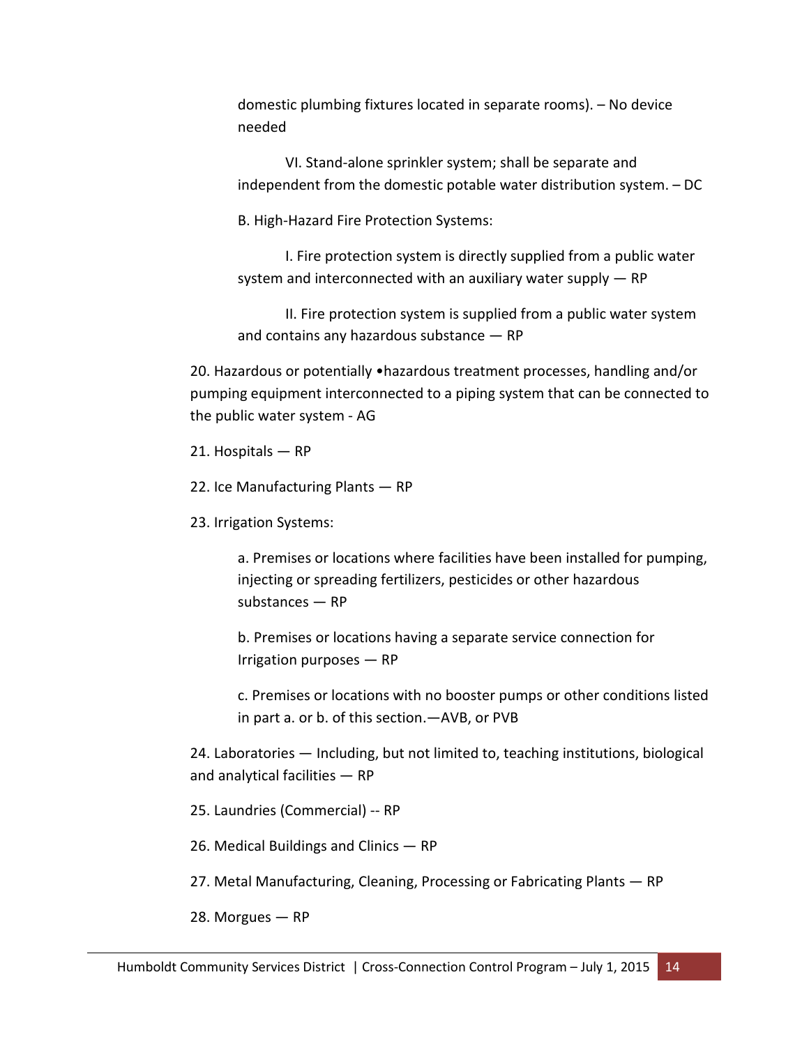domestic plumbing fixtures located in separate rooms). – No device needed

VI. Stand-alone sprinkler system; shall be separate and independent from the domestic potable water distribution system. – DC

B. High-Hazard Fire Protection Systems:

I. Fire protection system is directly supplied from a public water system and interconnected with an auxiliary water supply — RP

II. Fire protection system is supplied from a public water system and contains any hazardous substance — RP

20. Hazardous or potentially •hazardous treatment processes, handling and/or pumping equipment interconnected to a piping system that can be connected to the public water system - AG

21. Hospitals — RP

22. Ice Manufacturing Plants — RP

23. Irrigation Systems:

a. Premises or locations where facilities have been installed for pumping, injecting or spreading fertilizers, pesticides or other hazardous substances — RP

b. Premises or locations having a separate service connection for Irrigation purposes — RP

c. Premises or locations with no booster pumps or other conditions listed in part a. or b. of this section.—AVB, or PVB

24. Laboratories — Including, but not limited to, teaching institutions, biological and analytical facilities — RP

25. Laundries (Commercial) -- RP

26. Medical Buildings and Clinics — RP

27. Metal Manufacturing, Cleaning, Processing or Fabricating Plants — RP

28. Morgues — RP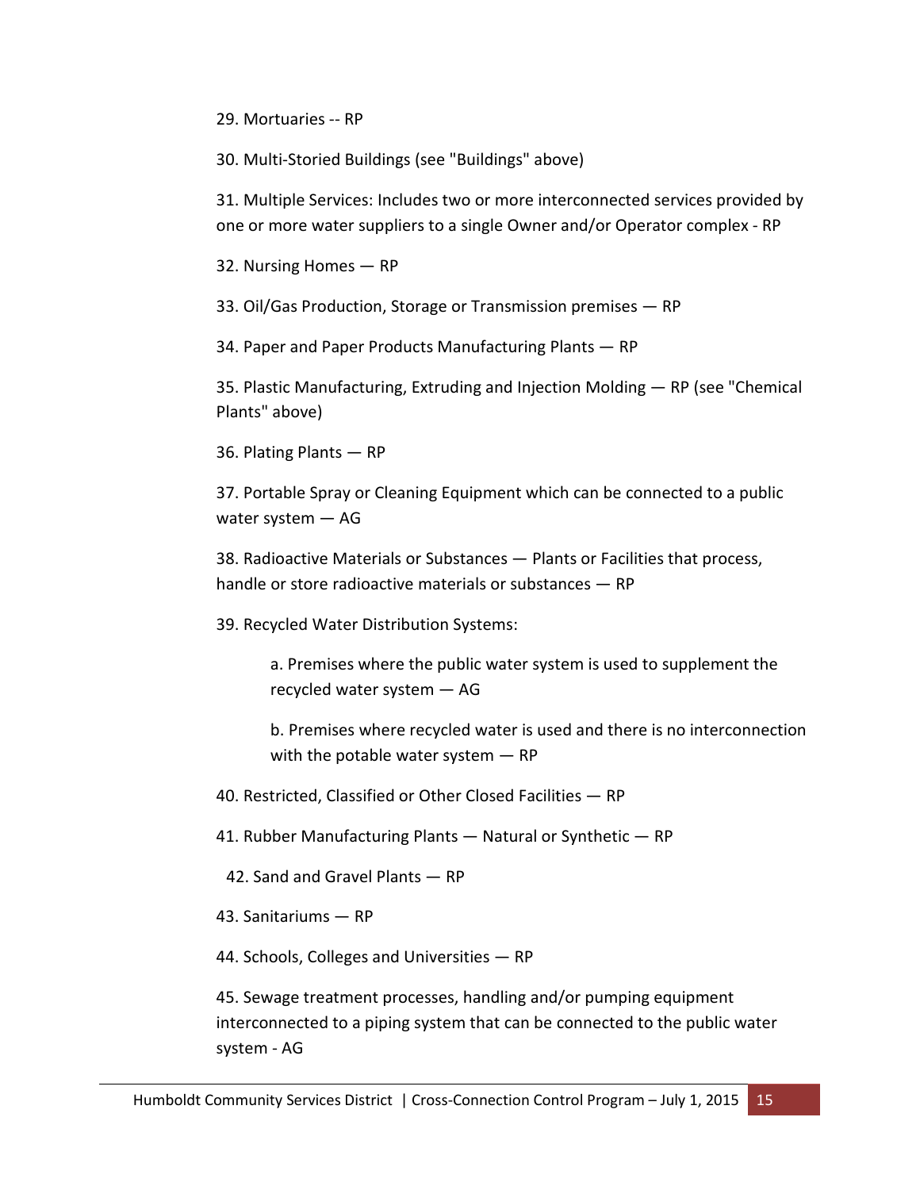29. Mortuaries -- RP

30. Multi-Storied Buildings (see "Buildings" above)

31. Multiple Services: Includes two or more interconnected services provided by one or more water suppliers to a single Owner and/or Operator complex - RP

32. Nursing Homes — RP

33. Oil/Gas Production, Storage or Transmission premises — RP

34. Paper and Paper Products Manufacturing Plants — RP

35. Plastic Manufacturing, Extruding and Injection Molding — RP (see "Chemical Plants" above)

36. Plating Plants — RP

37. Portable Spray or Cleaning Equipment which can be connected to a public water system — AG

38. Radioactive Materials or Substances — Plants or Facilities that process, handle or store radioactive materials or substances — RP

39. Recycled Water Distribution Systems:

    a. Premises where the public water system is used to supplement the recycled water system — AG

    b. Premises where recycled water is used and there is no interconnection with the potable water system — RP

40. Restricted, Classified or Other Closed Facilities — RP

41. Rubber Manufacturing Plants — Natural or Synthetic — RP

42. Sand and Gravel Plants — RP

43. Sanitariums — RP

44. Schools, Colleges and Universities — RP

45. Sewage treatment processes, handling and/or pumping equipment interconnected to a piping system that can be connected to the public water system - AG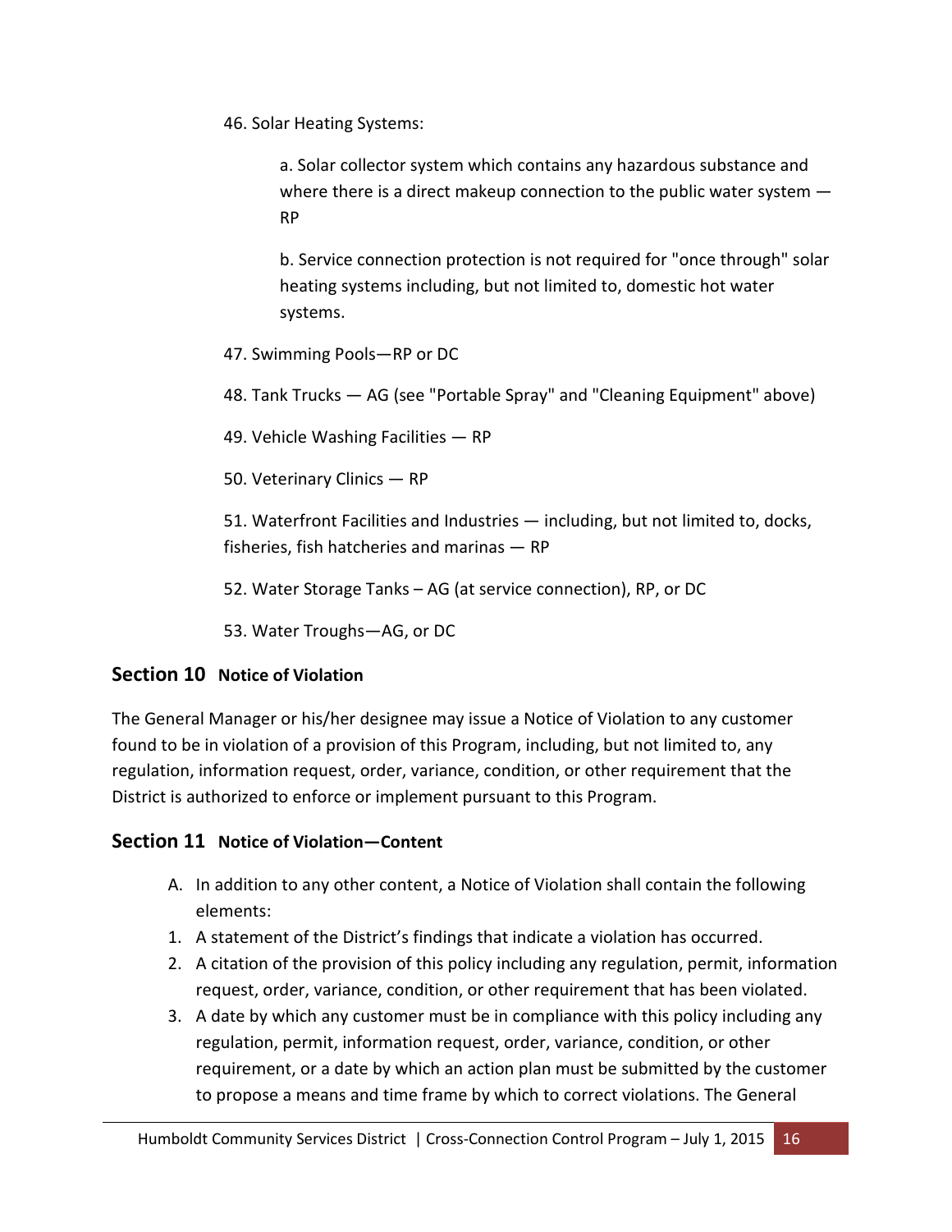46. Solar Heating Systems:

    a. Solar collector system which contains any hazardous substance and where there is a direct makeup connection to the public water system — RP

    b. Service connection protection is not required for "once through" solar heating systems including, but not limited to, domestic hot water systems.

47. Swimming Pools—RP or DC

48. Tank Trucks — AG (see "Portable Spray" and "Cleaning Equipment" above)

49. Vehicle Washing Facilities — RP

50. Veterinary Clinics — RP

51. Waterfront Facilities and Industries — including, but not limited to, docks, fisheries, fish hatcheries and marinas — RP

52. Water Storage Tanks – AG (at service connection), RP, or DC

53. Water Troughs—AG, or DC

## Section 10 Notice of Violation

The General Manager or his/her designee may issue a Notice of Violation to any customer found to be in violation of a provision of this Program, including, but not limited to, any regulation, information request, order, variance, condition, or other requirement that the District is authorized to enforce or implement pursuant to this Program.

## Section 11 Notice of Violation—Content

A. In addition to any other content, a Notice of Violation shall contain the following elements:

1. A statement of the District's findings that indicate a violation has occurred.
2. A citation of the provision of this policy including any regulation, permit, information request, order, variance, condition, or other requirement that has been violated.
3. A date by which any customer must be in compliance with this policy including any regulation, permit, information request, order, variance, condition, or other requirement, or a date by which an action plan must be submitted by the customer to propose a means and time frame by which to correct violations. The General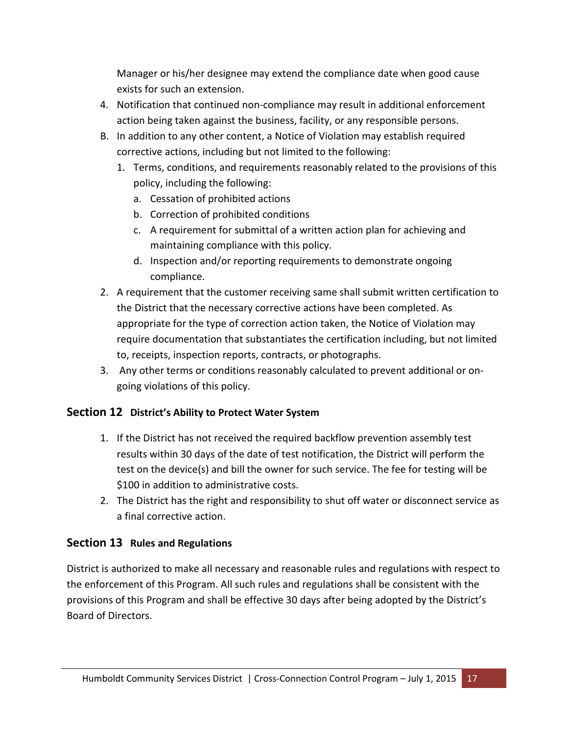Manager or his/her designee may extend the compliance date when good cause exists for such an extension.

4. Notification that continued non-compliance may result in additional enforcement action being taken against the business, facility, or any responsible persons.

B. In addition to any other content, a Notice of Violation may establish required corrective actions, including but not limited to the following:
   1. Terms, conditions, and requirements reasonably related to the provisions of this policy, including the following:
      a. Cessation of prohibited actions
      b. Correction of prohibited conditions
      c. A requirement for submittal of a written action plan for achieving and maintaining compliance with this policy.
      d. Inspection and/or reporting requirements to demonstrate ongoing compliance.
   2. A requirement that the customer receiving same shall submit written certification to the District that the necessary corrective actions have been completed. As appropriate for the type of correction action taken, the Notice of Violation may require documentation that substantiates the certification including, but not limited to, receipts, inspection reports, contracts, or photographs.
   3. Any other terms or conditions reasonably calculated to prevent additional or on-going violations of this policy.

## Section 12 District's Ability to Protect Water System

1. If the District has not received the required backflow prevention assembly test results within 30 days of the date of test notification, the District will perform the test on the device(s) and bill the owner for such service. The fee for testing will be $100 in addition to administrative costs.
2. The District has the right and responsibility to shut off water or disconnect service as a final corrective action.

## Section 13 Rules and Regulations

District is authorized to make all necessary and reasonable rules and regulations with respect to the enforcement of this Program. All such rules and regulations shall be consistent with the provisions of this Program and shall be effective 30 days after being adopted by the District's Board of Directors.